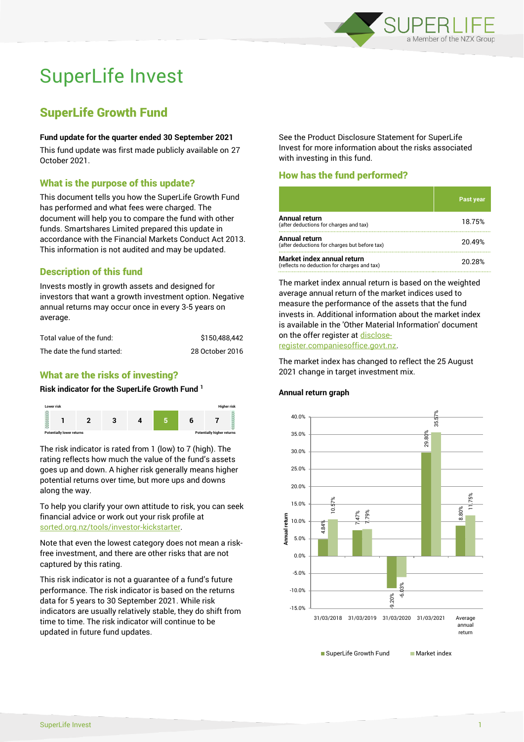# SuperLife Invest

## SuperLife Growth Fund

**Fund update for the quarter ended 30 September 2021**

This fund update was first made publicly available on 27 October 2021.

### What is the purpose of this update?

This document tells you how the SuperLife Growth Fund has performed and what fees were charged. The document will help you to compare the fund with other funds. Smartshares Limited prepared this update in accordance with the Financial Markets Conduct Act 2013. This information is not audited and may be updated.

### Description of this fund

Invests mostly in growth assets and designed for investors that want a growth investment option. Negative annual returns may occur once in every 3-5 years on average.

| | |
|---|---|
| Total value of the fund: | $150,488,442 |
| The date the fund started: | 28 October 2016 |

### What are the risks of investing?

**Risk indicator for the SuperLife Growth Fund [1]**

| Lower risk | | | | | | Higher risk |
|---|---|---|---|---|---|---|
| 1 | 2 | 3 | 4 | **5** | 6 | 7 |
| Potentially lower returns | | | | | | Potentially higher returns |

The risk indicator is rated from 1 (low) to 7 (high). The rating reflects how much the value of the fund's assets goes up and down. A higher risk generally means higher potential returns over time, but more ups and downs along the way.

To help you clarify your own attitude to risk, you can seek financial advice or work out your risk profile at sorted.org.nz/tools/investor-kickstarter.

Note that even the lowest category does not mean a risk-free investment, and there are other risks that are not captured by this rating.

This risk indicator is not a guarantee of a fund's future performance. The risk indicator is based on the returns data for 5 years to 30 September 2021. While risk indicators are usually relatively stable, they do shift from time to time. The risk indicator will continue to be updated in future fund updates.

See the Product Disclosure Statement for SuperLife Invest for more information about the risks associated with investing in this fund.

### How has the fund performed?

| | Past year |
|---|---|
| **Annual return** (after deductions for charges and tax) | 18.75% |
| **Annual return** (after deductions for charges but before tax) | 20.49% |
| **Market index annual return** (reflects no deduction for charges and tax) | 20.28% |

The market index annual return is based on the weighted average annual return of the market indices used to measure the performance of the assets that the fund invests in. Additional information about the market index is available in the 'Other Material Information' document on the offer register at disclose-register.companiesoffice.govt.nz.

The market index has changed to reflect the 25 August 2021 change in target investment mix.

**Annual return graph**

| | SuperLife Growth Fund | Market index |
|---|---|---|
| 31/03/2018 | 4.84% | 10.57% |
| 31/03/2019 | 7.47% | 7.79% |
| 31/03/2020 | -9.20% | -6.03% |
| 31/03/2021 | 29.80% | 35.57% |
| Average annual return | 8.80% | 11.75% |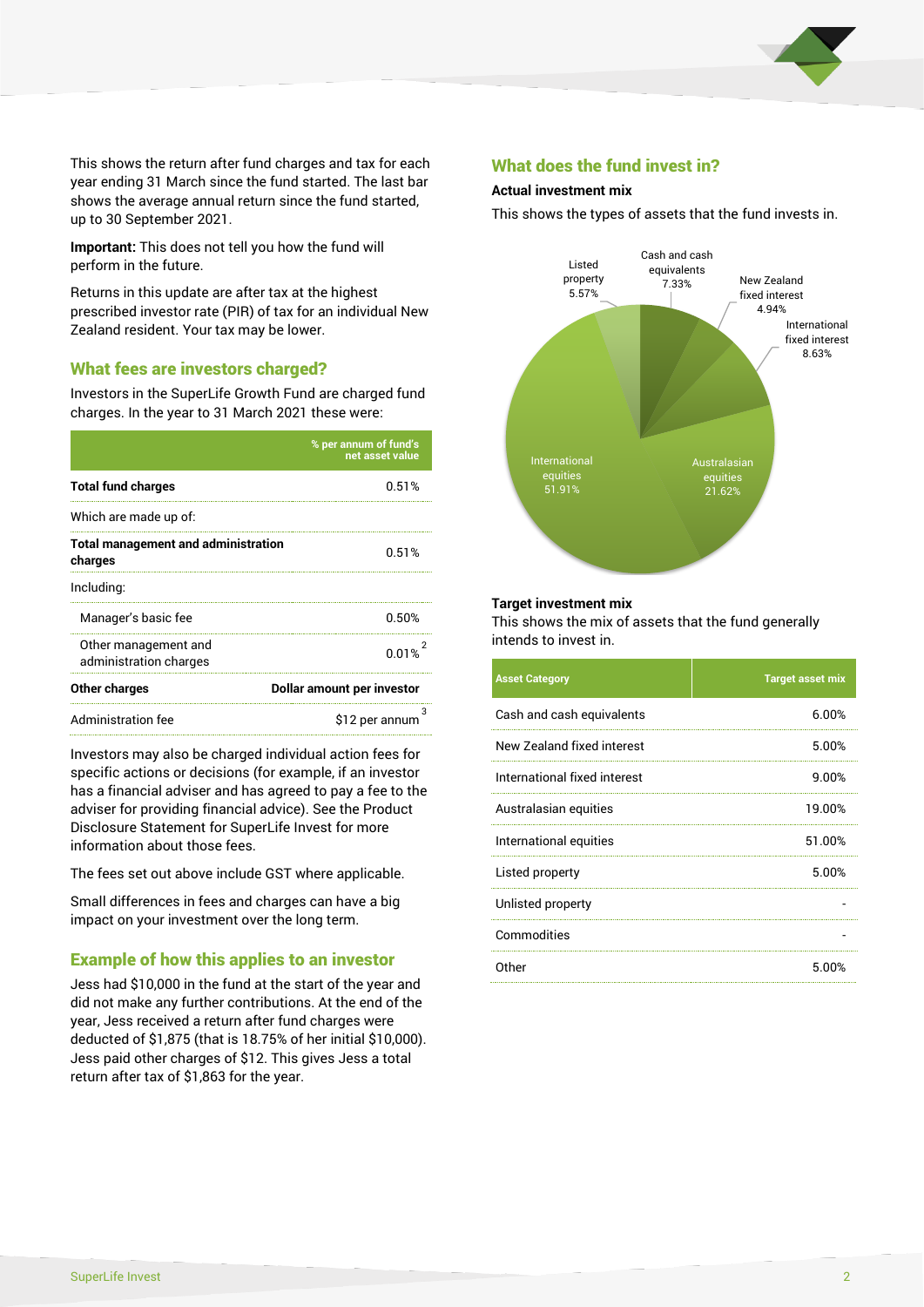This shows the return after fund charges and tax for each year ending 31 March since the fund started. The last bar shows the average annual return since the fund started, up to 30 September 2021.

**Important:** This does not tell you how the fund will perform in the future.

Returns in this update are after tax at the highest prescribed investor rate (PIR) of tax for an individual New Zealand resident. Your tax may be lower.

## What fees are investors charged?

Investors in the SuperLife Growth Fund are charged fund charges. In the year to 31 March 2021 these were:

| | % per annum of fund's net asset value |
|---|---|
| **Total fund charges** | 0.51% |
| Which are made up of: | |
| **Total management and administration charges** | 0.51% |
| Including: | |
| Manager's basic fee | 0.50% |
| Other management and administration charges | 0.01% [2] |
| **Other charges** | **Dollar amount per investor** |
| Administration fee | $12 per annum [3] |

Investors may also be charged individual action fees for specific actions or decisions (for example, if an investor has a financial adviser and has agreed to pay a fee to the adviser for providing financial advice). See the Product Disclosure Statement for SuperLife Invest for more information about those fees.

The fees set out above include GST where applicable.

Small differences in fees and charges can have a big impact on your investment over the long term.

## Example of how this applies to an investor

Jess had $10,000 in the fund at the start of the year and did not make any further contributions. At the end of the year, Jess received a return after fund charges were deducted of $1,875 (that is 18.75% of her initial $10,000). Jess paid other charges of $12. This gives Jess a total return after tax of $1,863 for the year.

## What does the fund invest in?

### Actual investment mix

This shows the types of assets that the fund invests in.

| Asset | Actual mix |
|---|---|
| Cash and cash equivalents | 7.33% |
| New Zealand fixed interest | 4.94% |
| International fixed interest | 8.63% |
| Australasian equities | 21.62% |
| International equities | 51.91% |
| Listed property | 5.57% |

### Target investment mix

This shows the mix of assets that the fund generally intends to invest in.

| Asset Category | Target asset mix |
|---|---|
| Cash and cash equivalents | 6.00% |
| New Zealand fixed interest | 5.00% |
| International fixed interest | 9.00% |
| Australasian equities | 19.00% |
| International equities | 51.00% |
| Listed property | 5.00% |
| Unlisted property | - |
| Commodities | - |
| Other | 5.00% |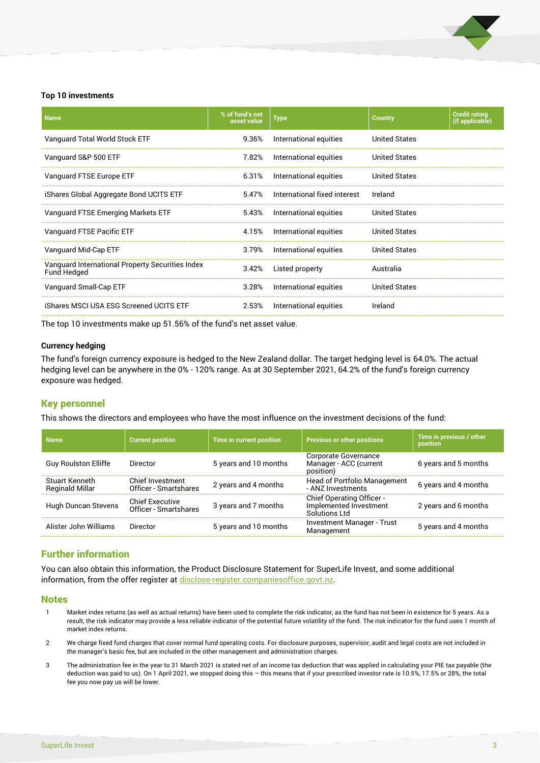### Top 10 investments

| Name | % of fund's net asset value | Type | Country | Credit rating (if applicable) |
|---|---|---|---|---|
| Vanguard Total World Stock ETF | 9.36% | International equities | United States | |
| Vanguard S&P 500 ETF | 7.82% | International equities | United States | |
| Vanguard FTSE Europe ETF | 6.31% | International equities | United States | |
| iShares Global Aggregate Bond UCITS ETF | 5.47% | International fixed interest | Ireland | |
| Vanguard FTSE Emerging Markets ETF | 5.43% | International equities | United States | |
| Vanguard FTSE Pacific ETF | 4.15% | International equities | United States | |
| Vanguard Mid-Cap ETF | 3.79% | International equities | United States | |
| Vanguard International Property Securities Index Fund Hedged | 3.42% | Listed property | Australia | |
| Vanguard Small-Cap ETF | 3.28% | International equities | United States | |
| iShares MSCI USA ESG Screened UCITS ETF | 2.53% | International equities | Ireland | |

The top 10 investments make up 51.56% of the fund's net asset value.

### Currency hedging

The fund's foreign currency exposure is hedged to the New Zealand dollar. The target hedging level is 64.0%. The actual hedging level can be anywhere in the 0% - 120% range. As at 30 September 2021, 64.2% of the fund's foreign currency exposure was hedged.

## Key personnel

This shows the directors and employees who have the most influence on the investment decisions of the fund:

| Name | Current position | Time in current position | Previous or other positions | Time in previous / other position |
|---|---|---|---|---|
| Guy Roulston Elliffe | Director | 5 years and 10 months | Corporate Governance Manager - ACC (current position) | 6 years and 5 months |
| Stuart Kenneth Reginald Millar | Chief Investment Officer - Smartshares | 2 years and 4 months | Head of Portfolio Management - ANZ Investments | 6 years and 4 months |
| Hugh Duncan Stevens | Chief Executive Officer - Smartshares | 3 years and 7 months | Chief Operating Officer - Implemented Investment Solutions Ltd | 2 years and 6 months |
| Alister John Williams | Director | 5 years and 10 months | Investment Manager - Trust Management | 5 years and 4 months |

## Further information

You can also obtain this information, the Product Disclosure Statement for SuperLife Invest, and some additional information, from the offer register at disclose-register.companiesoffice.govt.nz.

## Notes

1. Market index returns (as well as actual returns) have been used to complete the risk indicator, as the fund has not been in existence for 5 years. As a result, the risk indicator may provide a less reliable indicator of the potential future volatility of the fund. The risk indicator for the fund uses 1 month of market index returns.
2. We charge fixed fund charges that cover normal fund operating costs. For disclosure purposes, supervisor, audit and legal costs are not included in the manager's basic fee, but are included in the other management and administration charges.
3. The administration fee in the year to 31 March 2021 is stated net of an income tax deduction that was applied in calculating your PIE tax payable (the deduction was paid to us). On 1 April 2021, we stopped doing this – this means that if your prescribed investor rate is 10.5%, 17.5% or 28%, the total fee you now pay us will be lower.